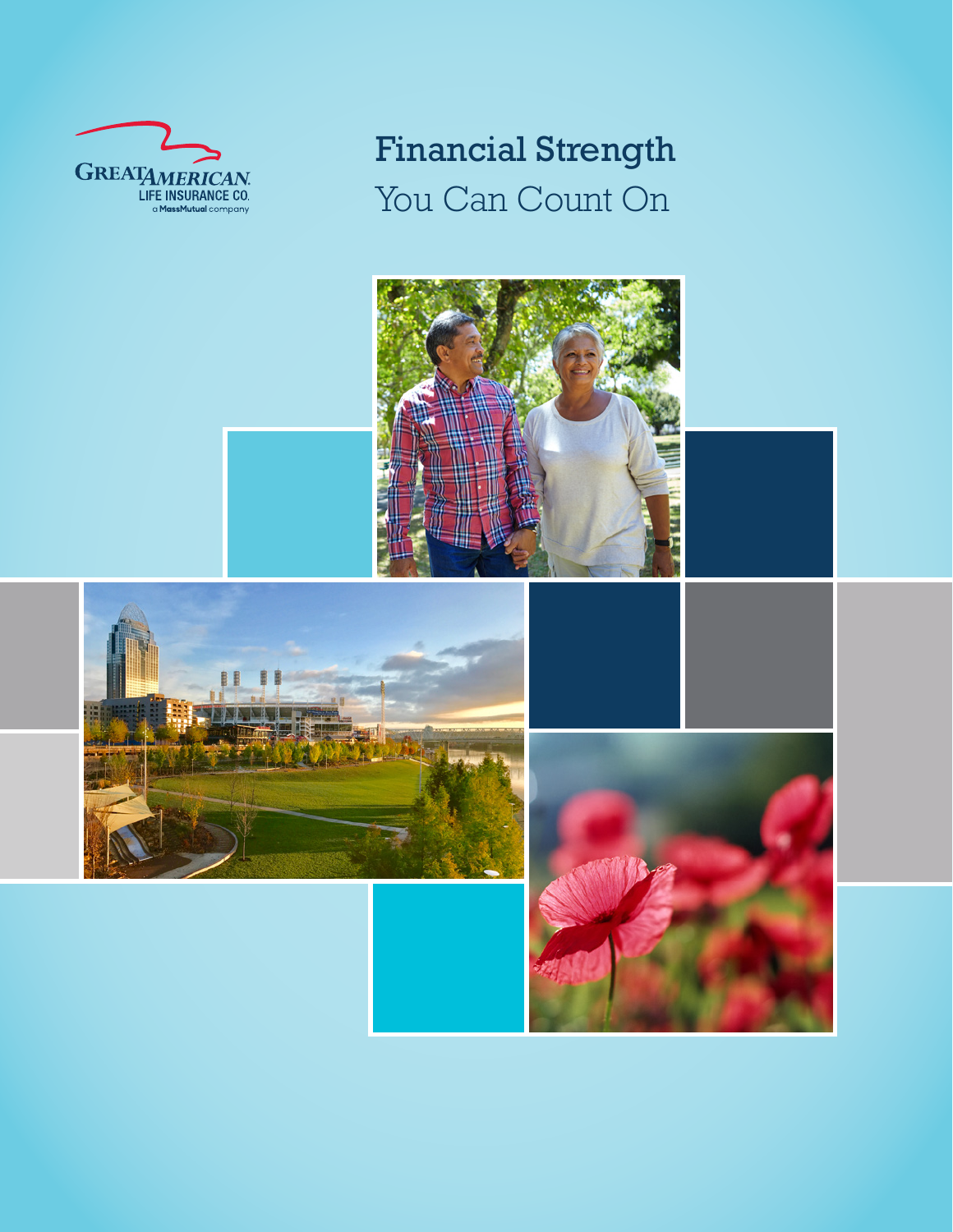GREAT AMERICAN LIFE INSURANCE CO.
a MassMutual company

# Financial Strength

You Can Count On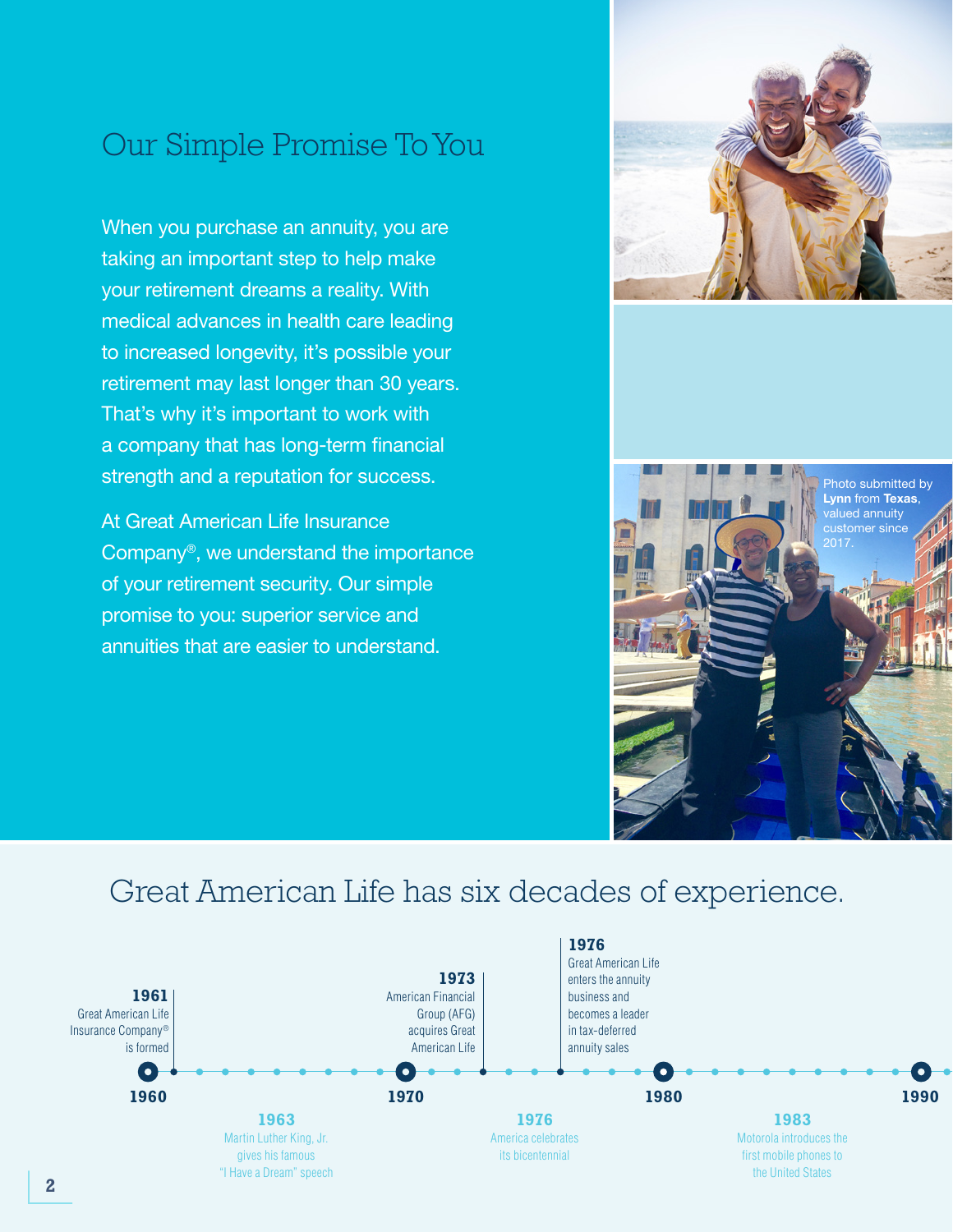# Our Simple Promise To You

When you purchase an annuity, you are taking an important step to help make your retirement dreams a reality. With medical advances in health care leading to increased longevity, it's possible your retirement may last longer than 30 years. That's why it's important to work with a company that has long-term financial strength and a reputation for success.

At Great American Life Insurance Company®, we understand the importance of your retirement security. Our simple promise to you: superior service and annuities that are easier to understand.

Photo submitted by **Lynn** from **Texas**, valued annuity customer since 2017.

## Great American Life has six decades of experience.

**1961**
Great American Life Insurance Company® is formed

**1963**
Martin Luther King, Jr. gives his famous "I Have a Dream" speech

**1973**
American Financial Group (AFG) acquires Great American Life

**1976**
America celebrates its bicentennial

**1976**
Great American Life enters the annuity business and becomes a leader in tax-deferred annuity sales

**1983**
Motorola introduces the first mobile phones to the United States

1960 — 1970 — 1980 — 1990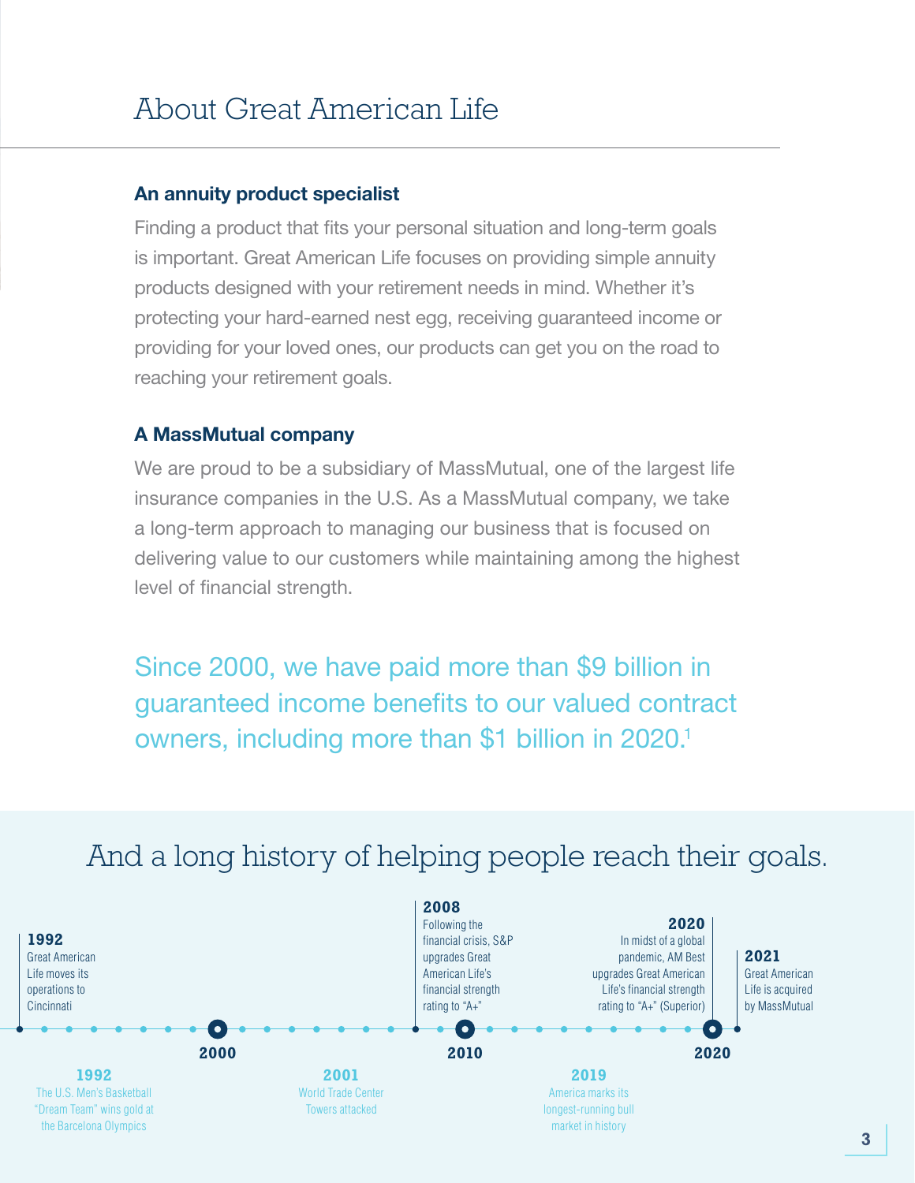# About Great American Life

### An annuity product specialist

Finding a product that fits your personal situation and long-term goals is important. Great American Life focuses on providing simple annuity products designed with your retirement needs in mind. Whether it's protecting your hard-earned nest egg, receiving guaranteed income or providing for your loved ones, our products can get you on the road to reaching your retirement goals.

### A MassMutual company

We are proud to be a subsidiary of MassMutual, one of the largest life insurance companies in the U.S. As a MassMutual company, we take a long-term approach to managing our business that is focused on delivering value to our customers while maintaining among the highest level of financial strength.

Since 2000, we have paid more than $9 billion in guaranteed income benefits to our valued contract owners, including more than $1 billion in 2020.[1]

## And a long history of helping people reach their goals.

**1992**
Great American Life moves its operations to Cincinnati

**1992**
The U.S. Men's Basketball "Dream Team" wins gold at the Barcelona Olympics

**2000**

**2001**
World Trade Center Towers attacked

**2008**
Following the financial crisis, S&P upgrades Great American Life's financial strength rating to "A+"

**2010**

**2019**
America marks its longest-running bull market in history

**2020**
In midst of a global pandemic, AM Best upgrades Great American Life's financial strength rating to "A+" (Superior)

**2021**
Great American Life is acquired by MassMutual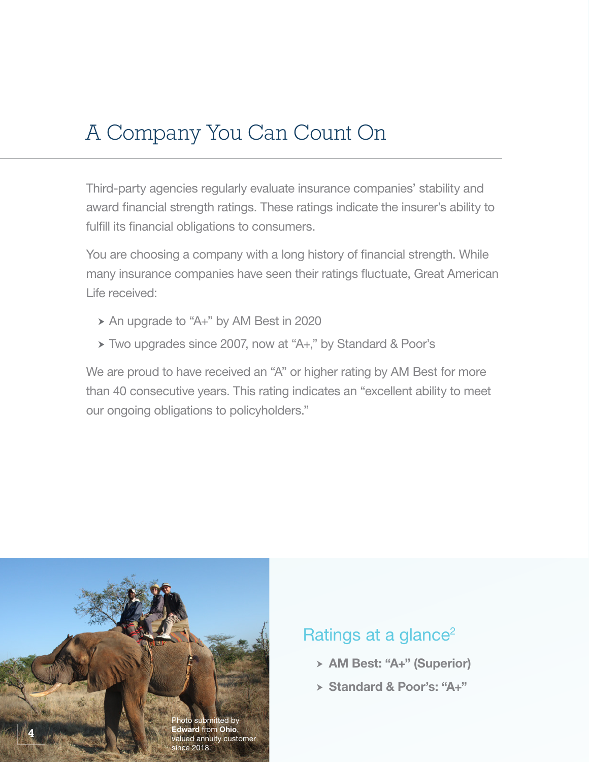# A Company You Can Count On

Third-party agencies regularly evaluate insurance companies' stability and award financial strength ratings. These ratings indicate the insurer's ability to fulfill its financial obligations to consumers.

You are choosing a company with a long history of financial strength. While many insurance companies have seen their ratings fluctuate, Great American Life received:

- An upgrade to "A+" by AM Best in 2020
- Two upgrades since 2007, now at "A+," by Standard & Poor's

We are proud to have received an "A" or higher rating by AM Best for more than 40 consecutive years. This rating indicates an "excellent ability to meet our ongoing obligations to policyholders."

Photo submitted by **Edward** from **Ohio**, valued annuity customer since 2018.

## Ratings at a glance[2]

- **AM Best: "A+" (Superior)**
- **Standard & Poor's: "A+"**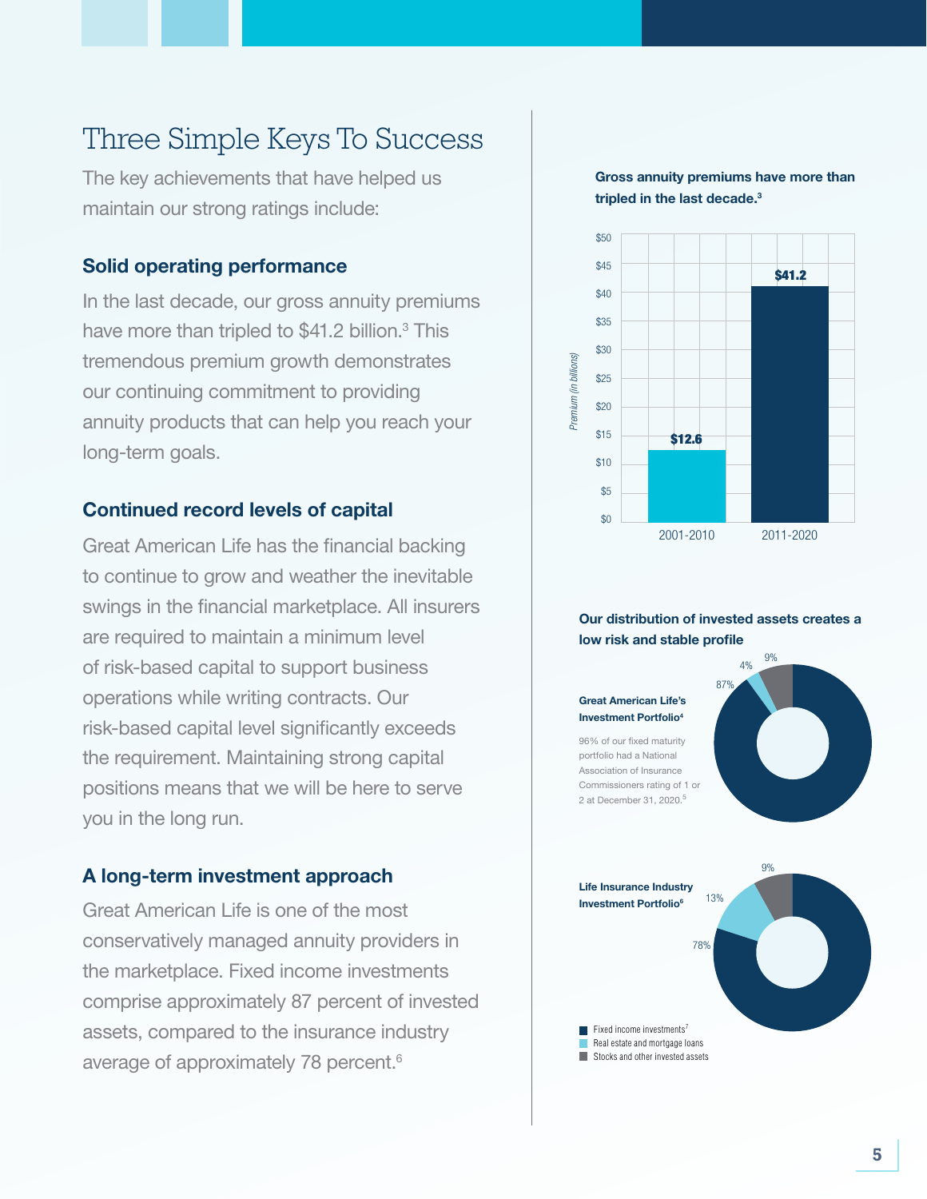# Three Simple Keys To Success

The key achievements that have helped us maintain our strong ratings include:

### Solid operating performance

In the last decade, our gross annuity premiums have more than tripled to $41.2 billion.[3] This tremendous premium growth demonstrates our continuing commitment to providing annuity products that can help you reach your long-term goals.

### Continued record levels of capital

Great American Life has the financial backing to continue to grow and weather the inevitable swings in the financial marketplace. All insurers are required to maintain a minimum level of risk-based capital to support business operations while writing contracts. Our risk-based capital level significantly exceeds the requirement. Maintaining strong capital positions means that we will be here to serve you in the long run.

### A long-term investment approach

Great American Life is one of the most conservatively managed annuity providers in the marketplace. Fixed income investments comprise approximately 87 percent of invested assets, compared to the insurance industry average of approximately 78 percent.[6]

**Gross annuity premiums have more than tripled in the last decade.[3]**

| Period | Premium (in billions) |
| --- | --- |
| 2001-2010 | $12.6 |
| 2011-2020 | $41.2 |

**Our distribution of invested assets creates a low risk and stable profile**

**Great American Life's Investment Portfolio[4]**

96% of our fixed maturity portfolio had a National Association of Insurance Commissioners rating of 1 or 2 at December 31, 2020.[5]

**Life Insurance Industry Investment Portfolio[6]**

| | Great American Life | Life Insurance Industry |
| --- | --- | --- |
| Fixed income investments[7] | 87% | 78% |
| Real estate and mortgage loans | 4% | 13% |
| Stocks and other invested assets | 9% | 9% |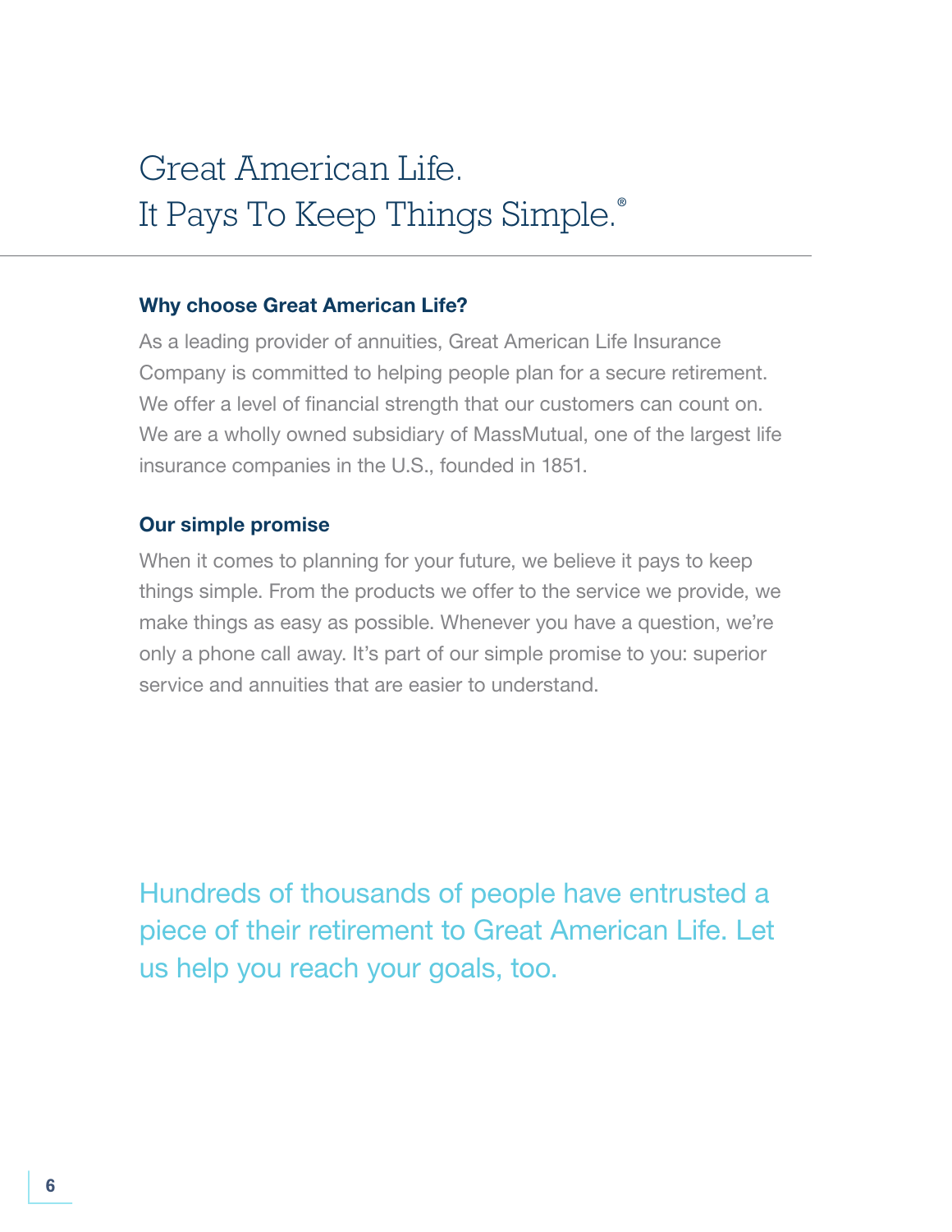# Great American Life.
# It Pays To Keep Things Simple.®

## Why choose Great American Life?

As a leading provider of annuities, Great American Life Insurance Company is committed to helping people plan for a secure retirement. We offer a level of financial strength that our customers can count on. We are a wholly owned subsidiary of MassMutual, one of the largest life insurance companies in the U.S., founded in 1851.

## Our simple promise

When it comes to planning for your future, we believe it pays to keep things simple. From the products we offer to the service we provide, we make things as easy as possible. Whenever you have a question, we're only a phone call away. It's part of our simple promise to you: superior service and annuities that are easier to understand.

Hundreds of thousands of people have entrusted a piece of their retirement to Great American Life. Let us help you reach your goals, too.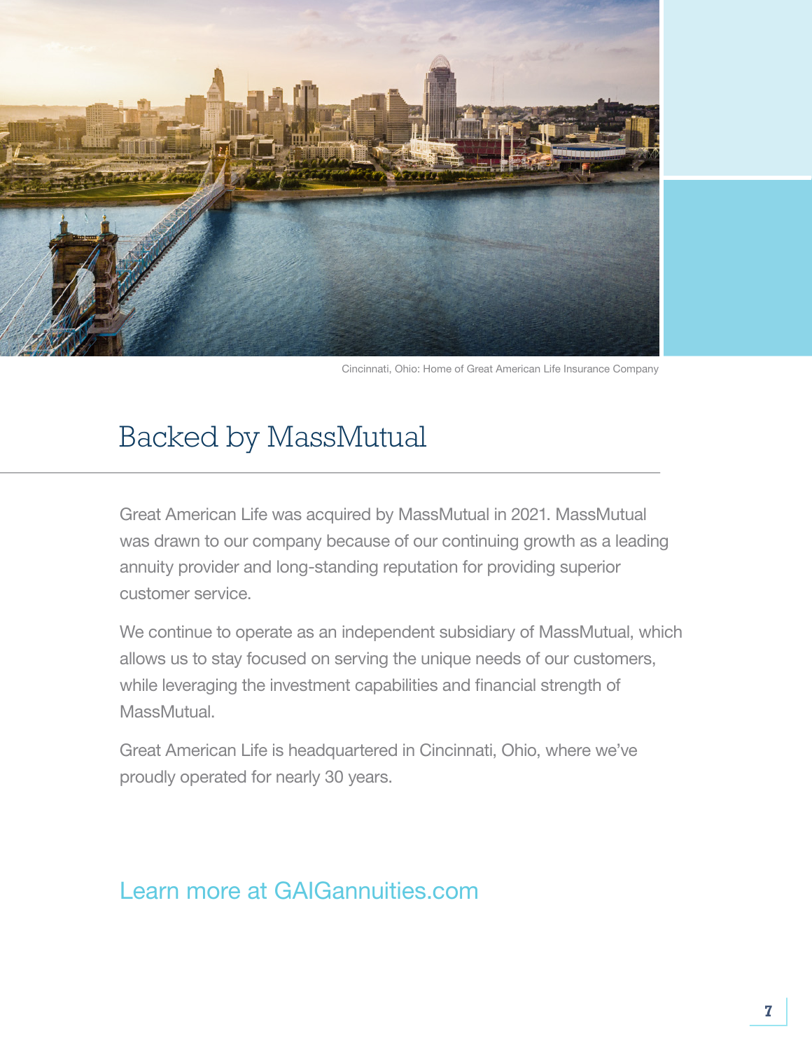Cincinnati, Ohio: Home of Great American Life Insurance Company

## Backed by MassMutual

Great American Life was acquired by MassMutual in 2021. MassMutual was drawn to our company because of our continuing growth as a leading annuity provider and long-standing reputation for providing superior customer service.

We continue to operate as an independent subsidiary of MassMutual, which allows us to stay focused on serving the unique needs of our customers, while leveraging the investment capabilities and financial strength of MassMutual.

Great American Life is headquartered in Cincinnati, Ohio, where we've proudly operated for nearly 30 years.

Learn more at GAIGannuities.com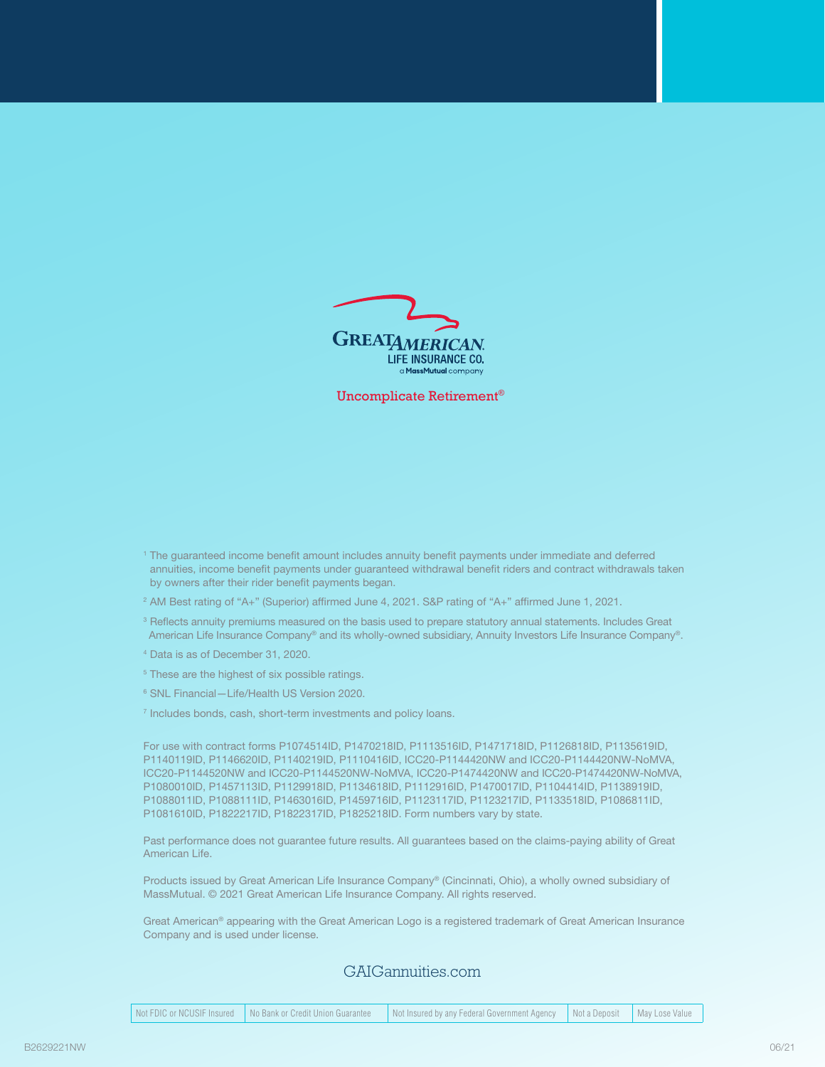GREAT AMERICAN LIFE INSURANCE CO.
a MassMutual company

Uncomplicate Retirement®

[1] The guaranteed income benefit amount includes annuity benefit payments under immediate and deferred annuities, income benefit payments under guaranteed withdrawal benefit riders and contract withdrawals taken by owners after their rider benefit payments began.

[2] AM Best rating of "A+" (Superior) affirmed June 4, 2021. S&P rating of "A+" affirmed June 1, 2021.

[3] Reflects annuity premiums measured on the basis used to prepare statutory annual statements. Includes Great American Life Insurance Company® and its wholly-owned subsidiary, Annuity Investors Life Insurance Company®.

[4] Data is as of December 31, 2020.

[5] These are the highest of six possible ratings.

[6] SNL Financial—Life/Health US Version 2020.

[7] Includes bonds, cash, short-term investments and policy loans.

For use with contract forms P1074514ID, P1470218ID, P1113516ID, P1471718ID, P1126818ID, P1135619ID, P1140119ID, P1146620ID, P1140219ID, P1110416ID, ICC20-P1144420NW and ICC20-P1144420NW-NoMVA, ICC20-P1144520NW and ICC20-P1144520NW-NoMVA, ICC20-P1474420NW and ICC20-P1474420NW-NoMVA, P1080010ID, P1457113ID, P1129918ID, P1134618ID, P1112916ID, P1470017ID, P1104414ID, P1138919ID, P1088011ID, P1088111ID, P1463016ID, P1459716ID, P1123117ID, P1123217ID, P1133518ID, P1086811ID, P1081610ID, P1822217ID, P1822317ID, P1825218ID. Form numbers vary by state.

Past performance does not guarantee future results. All guarantees based on the claims-paying ability of Great American Life.

Products issued by Great American Life Insurance Company® (Cincinnati, Ohio), a wholly owned subsidiary of MassMutual. © 2021 Great American Life Insurance Company. All rights reserved.

Great American® appearing with the Great American Logo is a registered trademark of Great American Insurance Company and is used under license.

GAIGannuities.com

| Not FDIC or NCUSIF Insured | No Bank or Credit Union Guarantee | Not Insured by any Federal Government Agency | Not a Deposit | May Lose Value |
|---|---|---|---|---|

B2629221NW 06/21